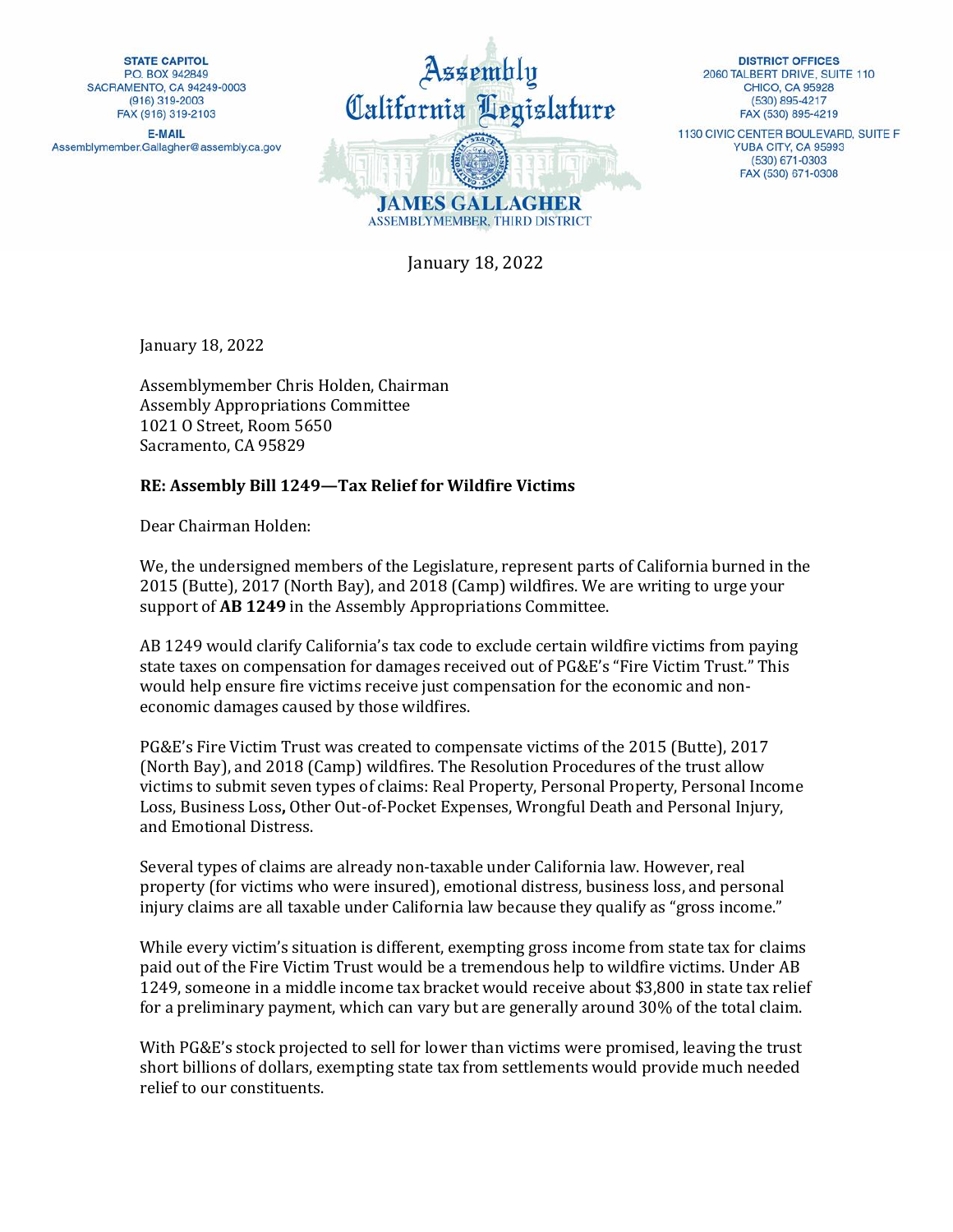STATE CAPITOL
P.O. BOX 942849
SACRAMENTO, CA 94249-0003
(916) 319-2003
FAX (916) 319-2103

E-MAIL
Assemblymember.Gallagher@assembly.ca.gov

Assembly
California Legislature

**JAMES GALLAGHER**
ASSEMBLYMEMBER, THIRD DISTRICT

DISTRICT OFFICES
2060 TALBERT DRIVE, SUITE 110
CHICO, CA 95928
(530) 895-4217
FAX (530) 895-4219

1130 CIVIC CENTER BOULEVARD, SUITE F
YUBA CITY, CA 95993
(530) 671-0303
FAX (530) 671-0308

January 18, 2022

January 18, 2022

Assemblymember Chris Holden, Chairman
Assembly Appropriations Committee
1021 O Street, Room 5650
Sacramento, CA 95829

**RE: Assembly Bill 1249—Tax Relief for Wildfire Victims**

Dear Chairman Holden:

We, the undersigned members of the Legislature, represent parts of California burned in the 2015 (Butte), 2017 (North Bay), and 2018 (Camp) wildfires. We are writing to urge your support of **AB 1249** in the Assembly Appropriations Committee.

AB 1249 would clarify California's tax code to exclude certain wildfire victims from paying state taxes on compensation for damages received out of PG&E's "Fire Victim Trust." This would help ensure fire victims receive just compensation for the economic and non-economic damages caused by those wildfires.

PG&E's Fire Victim Trust was created to compensate victims of the 2015 (Butte), 2017 (North Bay), and 2018 (Camp) wildfires. The Resolution Procedures of the trust allow victims to submit seven types of claims: Real Property, Personal Property, Personal Income Loss, Business Loss**,** Other Out-of-Pocket Expenses, Wrongful Death and Personal Injury, and Emotional Distress.

Several types of claims are already non-taxable under California law. However, real property (for victims who were insured), emotional distress, business loss, and personal injury claims are all taxable under California law because they qualify as "gross income."

While every victim's situation is different, exempting gross income from state tax for claims paid out of the Fire Victim Trust would be a tremendous help to wildfire victims. Under AB 1249, someone in a middle income tax bracket would receive about $3,800 in state tax relief for a preliminary payment, which can vary but are generally around 30% of the total claim.

With PG&E's stock projected to sell for lower than victims were promised, leaving the trust short billions of dollars, exempting state tax from settlements would provide much needed relief to our constituents.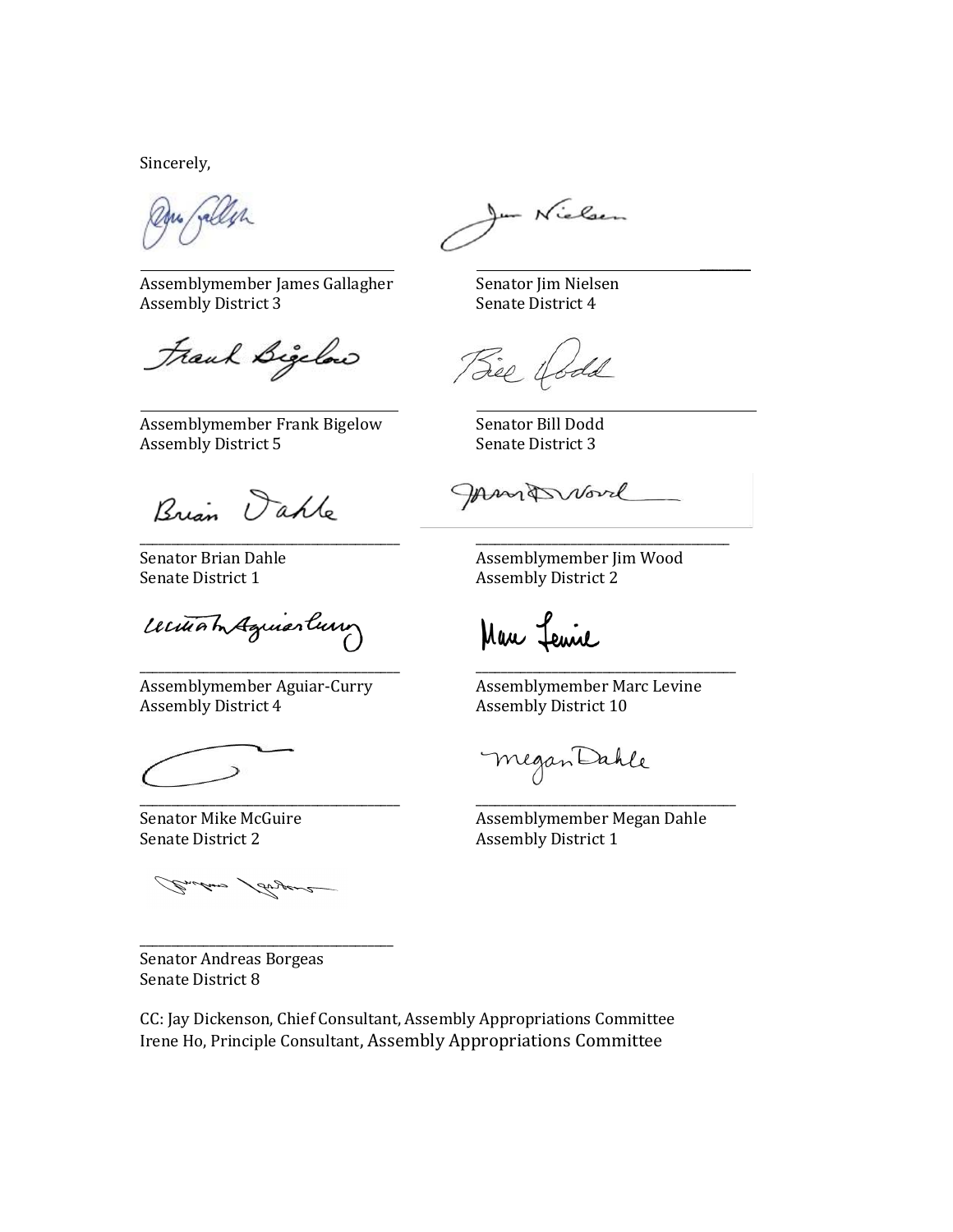Sincerely,

Assemblymember James Gallagher
Assembly District 3

Senator Jim Nielsen
Senate District 4

Assemblymember Frank Bigelow
Assembly District 5

Senator Bill Dodd
Senate District 3

Senator Brian Dahle
Senate District 1

Assemblymember Jim Wood
Assembly District 2

Assemblymember Aguiar-Curry
Assembly District 4

Assemblymember Marc Levine
Assembly District 10

Senator Mike McGuire
Senate District 2

Assemblymember Megan Dahle
Assembly District 1

Senator Andreas Borgeas
Senate District 8

CC: Jay Dickenson, Chief Consultant, Assembly Appropriations Committee
Irene Ho, Principle Consultant, Assembly Appropriations Committee